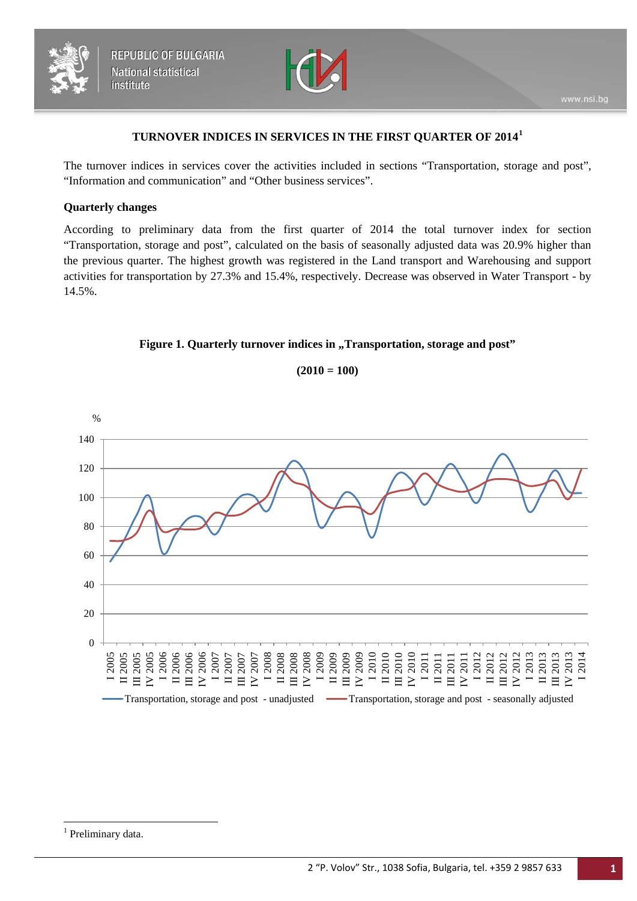# TURNOVER INDICES IN SERVICES IN THE FIRST QUARTER OF 2014[1]

The turnover indices in services cover the activities included in sections "Transportation, storage and post", "Information and communication" and "Other business services".

## Quarterly changes

According to preliminary data from the first quarter of 2014 the total turnover index for section "Transportation, storage and post", calculated on the basis of seasonally adjusted data was 20.9% higher than the previous quarter. The highest growth was registered in the Land transport and Warehousing and support activities for transportation by 27.3% and 15.4%, respectively. Decrease was observed in Water Transport - by 14.5%.

**Figure 1. Quarterly turnover indices in „Transportation, storage and post"**

**(2010 = 100)**

[1] Preliminary data.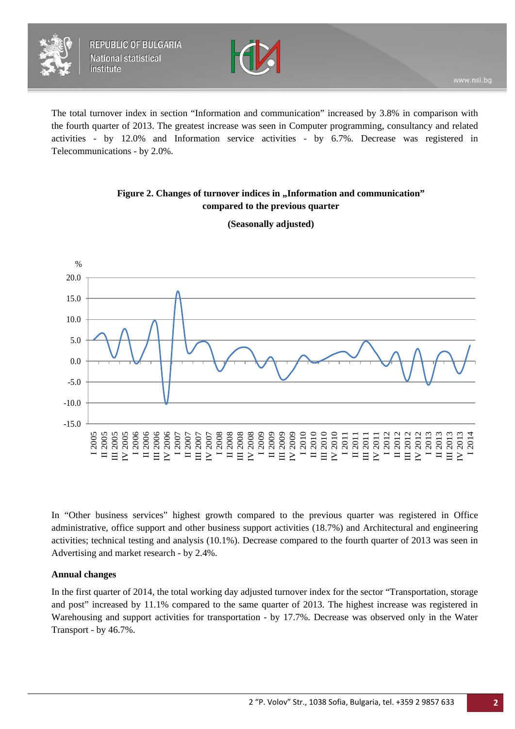The total turnover index in section "Information and communication" increased by 3.8% in comparison with the fourth quarter of 2013. The greatest increase was seen in Computer programming, consultancy and related activities - by 12.0% and Information service activities - by 6.7%. Decrease was registered in Telecommunications - by 2.0%.

**Figure 2. Changes of turnover indices in „Information and communication" compared to the previous quarter**

**(Seasonally adjusted)**

In "Other business services" highest growth compared to the previous quarter was registered in Office administrative, office support and other business support activities (18.7%) and Architectural and engineering activities; technical testing and analysis (10.1%). Decrease compared to the fourth quarter of 2013 was seen in Advertising and market research - by 2.4%.

**Annual changes**

In the first quarter of 2014, the total working day adjusted turnover index for the sector "Transportation, storage and post" increased by 11.1% compared to the same quarter of 2013. The highest increase was registered in Warehousing and support activities for transportation - by 17.7%. Decrease was observed only in the Water Transport - by 46.7%.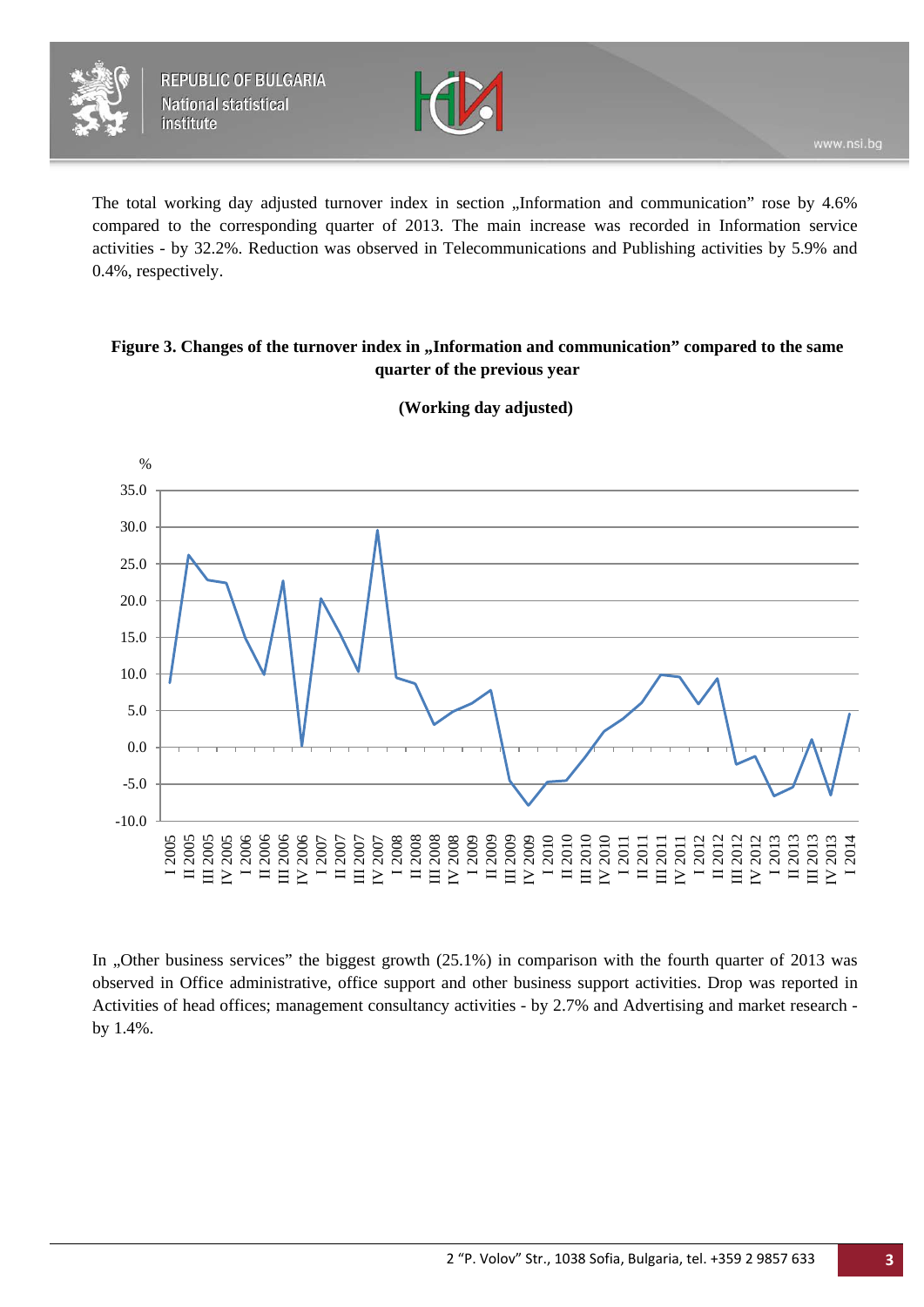The total working day adjusted turnover index in section „Information and communication" rose by 4.6% compared to the corresponding quarter of 2013. The main increase was recorded in Information service activities - by 32.2%. Reduction was observed in Telecommunications and Publishing activities by 5.9% and 0.4%, respectively.

**Figure 3. Changes of the turnover index in „Information and communication" compared to the same quarter of the previous year**

**(Working day adjusted)**

In „Other business services" the biggest growth (25.1%) in comparison with the fourth quarter of 2013 was observed in Office administrative, office support and other business support activities. Drop was reported in Activities of head offices; management consultancy activities - by 2.7% and Advertising and market research - by 1.4%.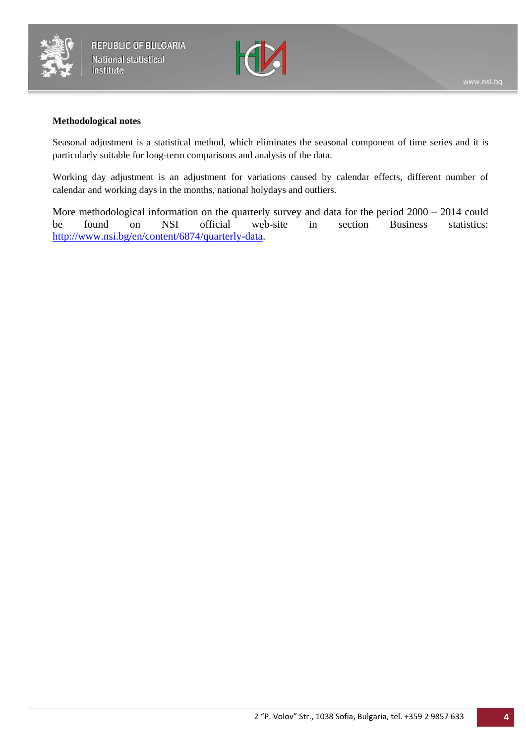**Methodological notes**

Seasonal adjustment is a statistical method, which eliminates the seasonal component of time series and it is particularly suitable for long-term comparisons and analysis of the data.

Working day adjustment is an adjustment for variations caused by calendar effects, different number of calendar and working days in the months, national holydays and outliers.

More methodological information on the quarterly survey and data for the period 2000 – 2014 could be found on NSI official web-site in section Business statistics: [http://www.nsi.bg/en/content/6874/quarterly-data](http://www.nsi.bg/en/content/6874/quarterly-data).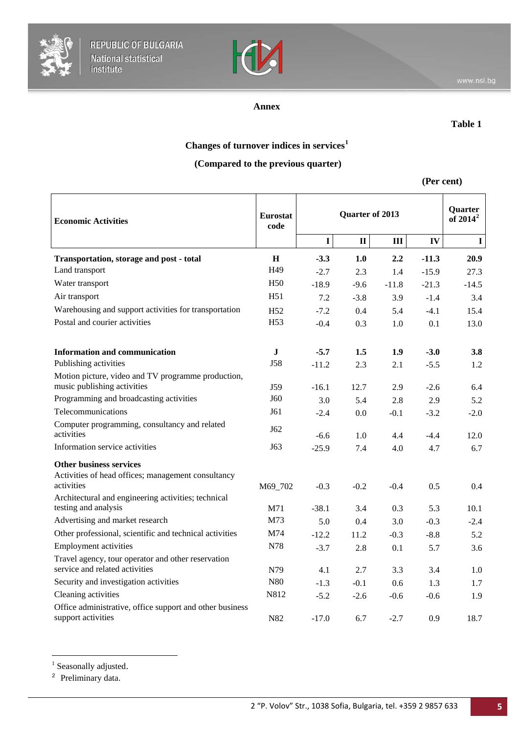**Annex**

**Table 1**

**Changes of turnover indices in services[1]**

**(Compared to the previous quarter)**

**(Per cent)**

| Economic Activities | Eurostat code | Quarter of 2013 | | | | Quarter of 2014[2] |
|---|---|---|---|---|---|---|
| | | I | II | III | IV | I |
| **Transportation, storage and post - total** | **H** | **-3.3** | **1.0** | **2.2** | **-11.3** | **20.9** |
| Land transport | H49 | -2.7 | 2.3 | 1.4 | -15.9 | 27.3 |
| Water transport | H50 | -18.9 | -9.6 | -11.8 | -21.3 | -14.5 |
| Air transport | H51 | 7.2 | -3.8 | 3.9 | -1.4 | 3.4 |
| Warehousing and support activities for transportation | H52 | -7.2 | 0.4 | 5.4 | -4.1 | 15.4 |
| Postal and courier activities | H53 | -0.4 | 0.3 | 1.0 | 0.1 | 13.0 |
| **Information and communication** | **J** | **-5.7** | **1.5** | **1.9** | **-3.0** | **3.8** |
| Publishing activities | J58 | -11.2 | 2.3 | 2.1 | -5.5 | 1.2 |
| Motion picture, video and TV programme production, music publishing activities | J59 | -16.1 | 12.7 | 2.9 | -2.6 | 6.4 |
| Programming and broadcasting activities | J60 | 3.0 | 5.4 | 2.8 | 2.9 | 5.2 |
| Telecommunications | J61 | -2.4 | 0.0 | -0.1 | -3.2 | -2.0 |
| Computer programming, consultancy and related activities | J62 | -6.6 | 1.0 | 4.4 | -4.4 | 12.0 |
| Information service activities | J63 | -25.9 | 7.4 | 4.0 | 4.7 | 6.7 |
| **Other business services** | | | | | | |
| Activities of head offices; management consultancy activities | M69_702 | -0.3 | -0.2 | -0.4 | 0.5 | 0.4 |
| Architectural and engineering activities; technical testing and analysis | M71 | -38.1 | 3.4 | 0.3 | 5.3 | 10.1 |
| Advertising and market research | M73 | 5.0 | 0.4 | 3.0 | -0.3 | -2.4 |
| Other professional, scientific and technical activities | M74 | -12.2 | 11.2 | -0.3 | -8.8 | 5.2 |
| Employment activities | N78 | -3.7 | 2.8 | 0.1 | 5.7 | 3.6 |
| Travel agency, tour operator and other reservation service and related activities | N79 | 4.1 | 2.7 | 3.3 | 3.4 | 1.0 |
| Security and investigation activities | N80 | -1.3 | -0.1 | 0.6 | 1.3 | 1.7 |
| Cleaning activities | N812 | -5.2 | -2.6 | -0.6 | -0.6 | 1.9 |
| Office administrative, office support and other business support activities | N82 | -17.0 | 6.7 | -2.7 | 0.9 | 18.7 |

[1] Seasonally adjusted.

[2] Preliminary data.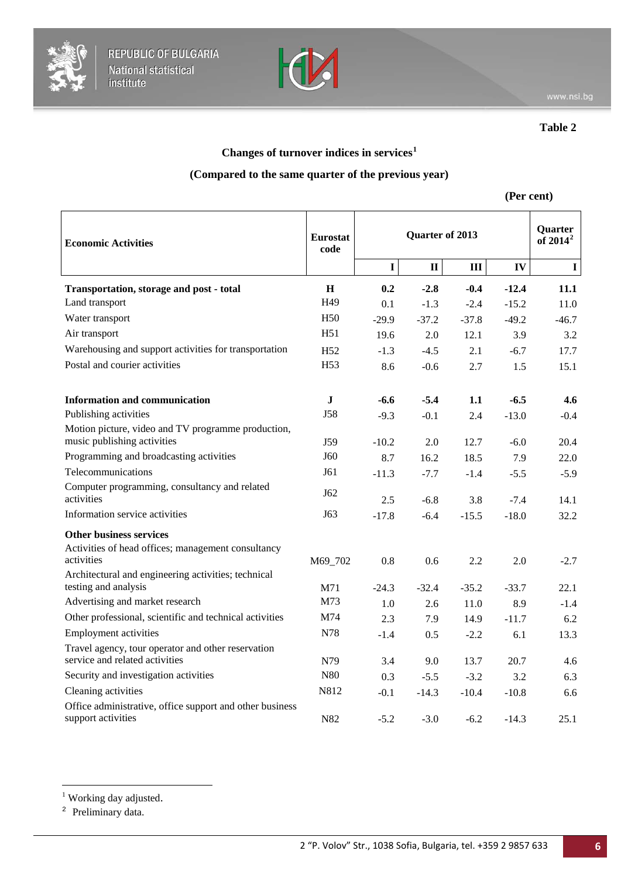Table 2

**Changes of turnover indices in services[1]**

**(Compared to the same quarter of the previous year)**

**(Per cent)**

| Economic Activities | Eurostat code | Quarter of 2013 | | | | Quarter of 2014[2] |
|---|---|---|---|---|---|---|
| | | I | II | III | IV | I |
| **Transportation, storage and post - total** | **H** | **0.2** | **-2.8** | **-0.4** | **-12.4** | **11.1** |
| Land transport | H49 | 0.1 | -1.3 | -2.4 | -15.2 | 11.0 |
| Water transport | H50 | -29.9 | -37.2 | -37.8 | -49.2 | -46.7 |
| Air transport | H51 | 19.6 | 2.0 | 12.1 | 3.9 | 3.2 |
| Warehousing and support activities for transportation | H52 | -1.3 | -4.5 | 2.1 | -6.7 | 17.7 |
| Postal and courier activities | H53 | 8.6 | -0.6 | 2.7 | 1.5 | 15.1 |
| **Information and communication** | **J** | **-6.6** | **-5.4** | **1.1** | **-6.5** | **4.6** |
| Publishing activities | J58 | -9.3 | -0.1 | 2.4 | -13.0 | -0.4 |
| Motion picture, video and TV programme production, music publishing activities | J59 | -10.2 | 2.0 | 12.7 | -6.0 | 20.4 |
| Programming and broadcasting activities | J60 | 8.7 | 16.2 | 18.5 | 7.9 | 22.0 |
| Telecommunications | J61 | -11.3 | -7.7 | -1.4 | -5.5 | -5.9 |
| Computer programming, consultancy and related activities | J62 | 2.5 | -6.8 | 3.8 | -7.4 | 14.1 |
| Information service activities | J63 | -17.8 | -6.4 | -15.5 | -18.0 | 32.2 |
| **Other business services** | | | | | | |
| Activities of head offices; management consultancy activities | M69_702 | 0.8 | 0.6 | 2.2 | 2.0 | -2.7 |
| Architectural and engineering activities; technical testing and analysis | M71 | -24.3 | -32.4 | -35.2 | -33.7 | 22.1 |
| Advertising and market research | M73 | 1.0 | 2.6 | 11.0 | 8.9 | -1.4 |
| Other professional, scientific and technical activities | M74 | 2.3 | 7.9 | 14.9 | -11.7 | 6.2 |
| Employment activities | N78 | -1.4 | 0.5 | -2.2 | 6.1 | 13.3 |
| Travel agency, tour operator and other reservation service and related activities | N79 | 3.4 | 9.0 | 13.7 | 20.7 | 4.6 |
| Security and investigation activities | N80 | 0.3 | -5.5 | -3.2 | 3.2 | 6.3 |
| Cleaning activities | N812 | -0.1 | -14.3 | -10.4 | -10.8 | 6.6 |
| Office administrative, office support and other business support activities | N82 | -5.2 | -3.0 | -6.2 | -14.3 | 25.1 |

[1] Working day adjusted.

[2] Preliminary data.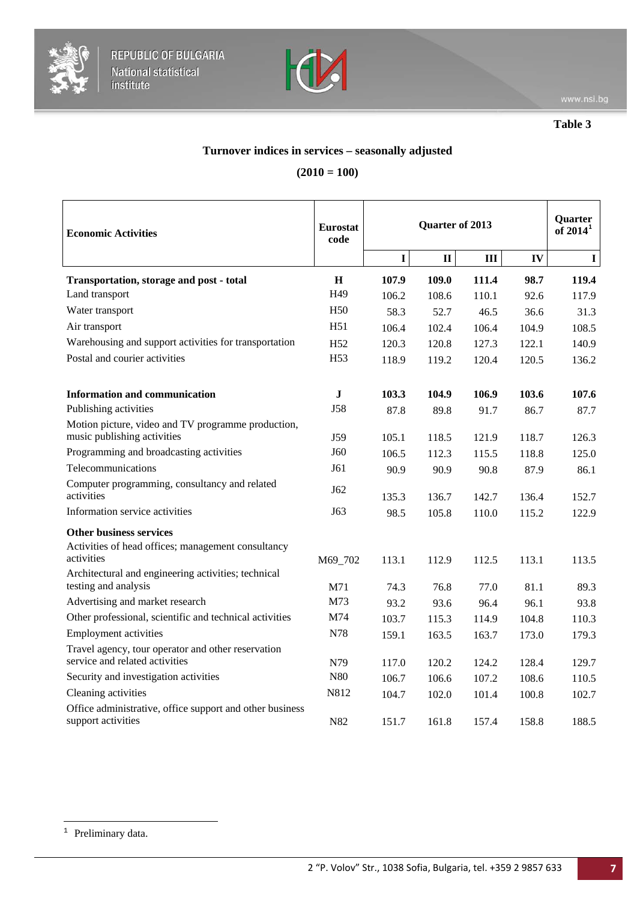Table 3

### Turnover indices in services – seasonally adjusted

**(2010 = 100)**

| Economic Activities | Eurostat code | Quarter of 2013 | | | | Quarter of 2014[1] |
|---|---|---|---|---|---|---|
| | | I | II | III | IV | I |
| **Transportation, storage and post - total** | **H** | **107.9** | **109.0** | **111.4** | **98.7** | **119.4** |
| Land transport | H49 | 106.2 | 108.6 | 110.1 | 92.6 | 117.9 |
| Water transport | H50 | 58.3 | 52.7 | 46.5 | 36.6 | 31.3 |
| Air transport | H51 | 106.4 | 102.4 | 106.4 | 104.9 | 108.5 |
| Warehousing and support activities for transportation | H52 | 120.3 | 120.8 | 127.3 | 122.1 | 140.9 |
| Postal and courier activities | H53 | 118.9 | 119.2 | 120.4 | 120.5 | 136.2 |
| **Information and communication** | **J** | **103.3** | **104.9** | **106.9** | **103.6** | **107.6** |
| Publishing activities | J58 | 87.8 | 89.8 | 91.7 | 86.7 | 87.7 |
| Motion picture, video and TV programme production, music publishing activities | J59 | 105.1 | 118.5 | 121.9 | 118.7 | 126.3 |
| Programming and broadcasting activities | J60 | 106.5 | 112.3 | 115.5 | 118.8 | 125.0 |
| Telecommunications | J61 | 90.9 | 90.9 | 90.8 | 87.9 | 86.1 |
| Computer programming, consultancy and related activities | J62 | 135.3 | 136.7 | 142.7 | 136.4 | 152.7 |
| Information service activities | J63 | 98.5 | 105.8 | 110.0 | 115.2 | 122.9 |
| **Other business services** | | | | | | |
| Activities of head offices; management consultancy activities | M69_702 | 113.1 | 112.9 | 112.5 | 113.1 | 113.5 |
| Architectural and engineering activities; technical testing and analysis | M71 | 74.3 | 76.8 | 77.0 | 81.1 | 89.3 |
| Advertising and market research | M73 | 93.2 | 93.6 | 96.4 | 96.1 | 93.8 |
| Other professional, scientific and technical activities | M74 | 103.7 | 115.3 | 114.9 | 104.8 | 110.3 |
| Employment activities | N78 | 159.1 | 163.5 | 163.7 | 173.0 | 179.3 |
| Travel agency, tour operator and other reservation service and related activities | N79 | 117.0 | 120.2 | 124.2 | 128.4 | 129.7 |
| Security and investigation activities | N80 | 106.7 | 106.6 | 107.2 | 108.6 | 110.5 |
| Cleaning activities | N812 | 104.7 | 102.0 | 101.4 | 100.8 | 102.7 |
| Office administrative, office support and other business support activities | N82 | 151.7 | 161.8 | 157.4 | 158.8 | 188.5 |

[1] Preliminary data.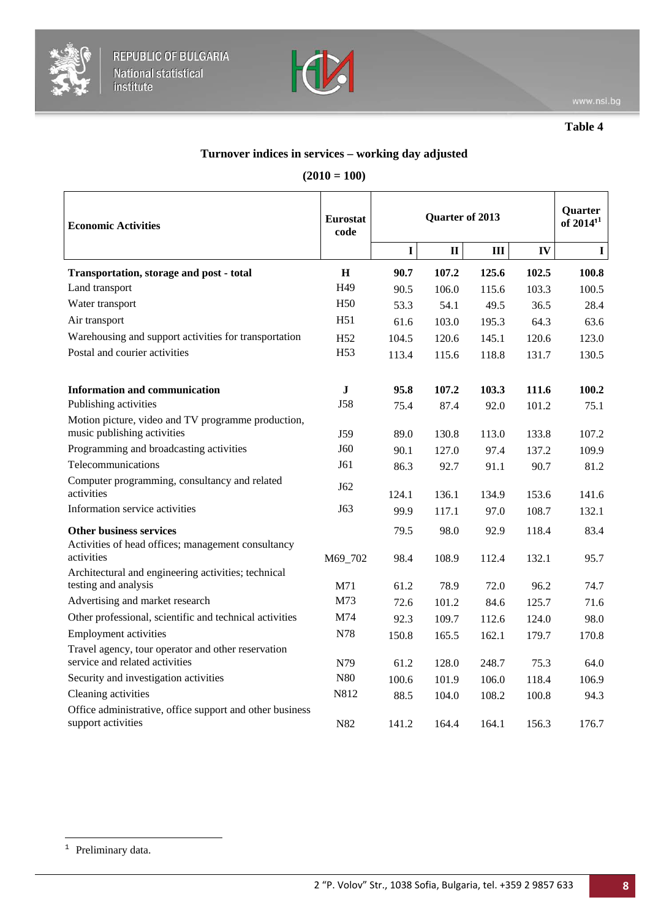**Table 4**

**Turnover indices in services – working day adjusted**

**(2010 = 100)**

| Economic Activities | Eurostat code | Quarter of 2013 | | | | Quarter of 2014[1] |
|---|---|---|---|---|---|---|
| | | I | II | III | IV | I |
| **Transportation, storage and post - total** | **H** | **90.7** | **107.2** | **125.6** | **102.5** | **100.8** |
| Land transport | H49 | 90.5 | 106.0 | 115.6 | 103.3 | 100.5 |
| Water transport | H50 | 53.3 | 54.1 | 49.5 | 36.5 | 28.4 |
| Air transport | H51 | 61.6 | 103.0 | 195.3 | 64.3 | 63.6 |
| Warehousing and support activities for transportation | H52 | 104.5 | 120.6 | 145.1 | 120.6 | 123.0 |
| Postal and courier activities | H53 | 113.4 | 115.6 | 118.8 | 131.7 | 130.5 |
| **Information and communication** | **J** | **95.8** | **107.2** | **103.3** | **111.6** | **100.2** |
| Publishing activities | J58 | 75.4 | 87.4 | 92.0 | 101.2 | 75.1 |
| Motion picture, video and TV programme production, music publishing activities | J59 | 89.0 | 130.8 | 113.0 | 133.8 | 107.2 |
| Programming and broadcasting activities | J60 | 90.1 | 127.0 | 97.4 | 137.2 | 109.9 |
| Telecommunications | J61 | 86.3 | 92.7 | 91.1 | 90.7 | 81.2 |
| Computer programming, consultancy and related activities | J62 | 124.1 | 136.1 | 134.9 | 153.6 | 141.6 |
| Information service activities | J63 | 99.9 | 117.1 | 97.0 | 108.7 | 132.1 |
| **Other business services** | | 79.5 | 98.0 | 92.9 | 118.4 | 83.4 |
| Activities of head offices; management consultancy activities | M69_702 | 98.4 | 108.9 | 112.4 | 132.1 | 95.7 |
| Architectural and engineering activities; technical testing and analysis | M71 | 61.2 | 78.9 | 72.0 | 96.2 | 74.7 |
| Advertising and market research | M73 | 72.6 | 101.2 | 84.6 | 125.7 | 71.6 |
| Other professional, scientific and technical activities | M74 | 92.3 | 109.7 | 112.6 | 124.0 | 98.0 |
| Employment activities | N78 | 150.8 | 165.5 | 162.1 | 179.7 | 170.8 |
| Travel agency, tour operator and other reservation service and related activities | N79 | 61.2 | 128.0 | 248.7 | 75.3 | 64.0 |
| Security and investigation activities | N80 | 100.6 | 101.9 | 106.0 | 118.4 | 106.9 |
| Cleaning activities | N812 | 88.5 | 104.0 | 108.2 | 100.8 | 94.3 |
| Office administrative, office support and other business support activities | N82 | 141.2 | 164.4 | 164.1 | 156.3 | 176.7 |

[1] Preliminary data.